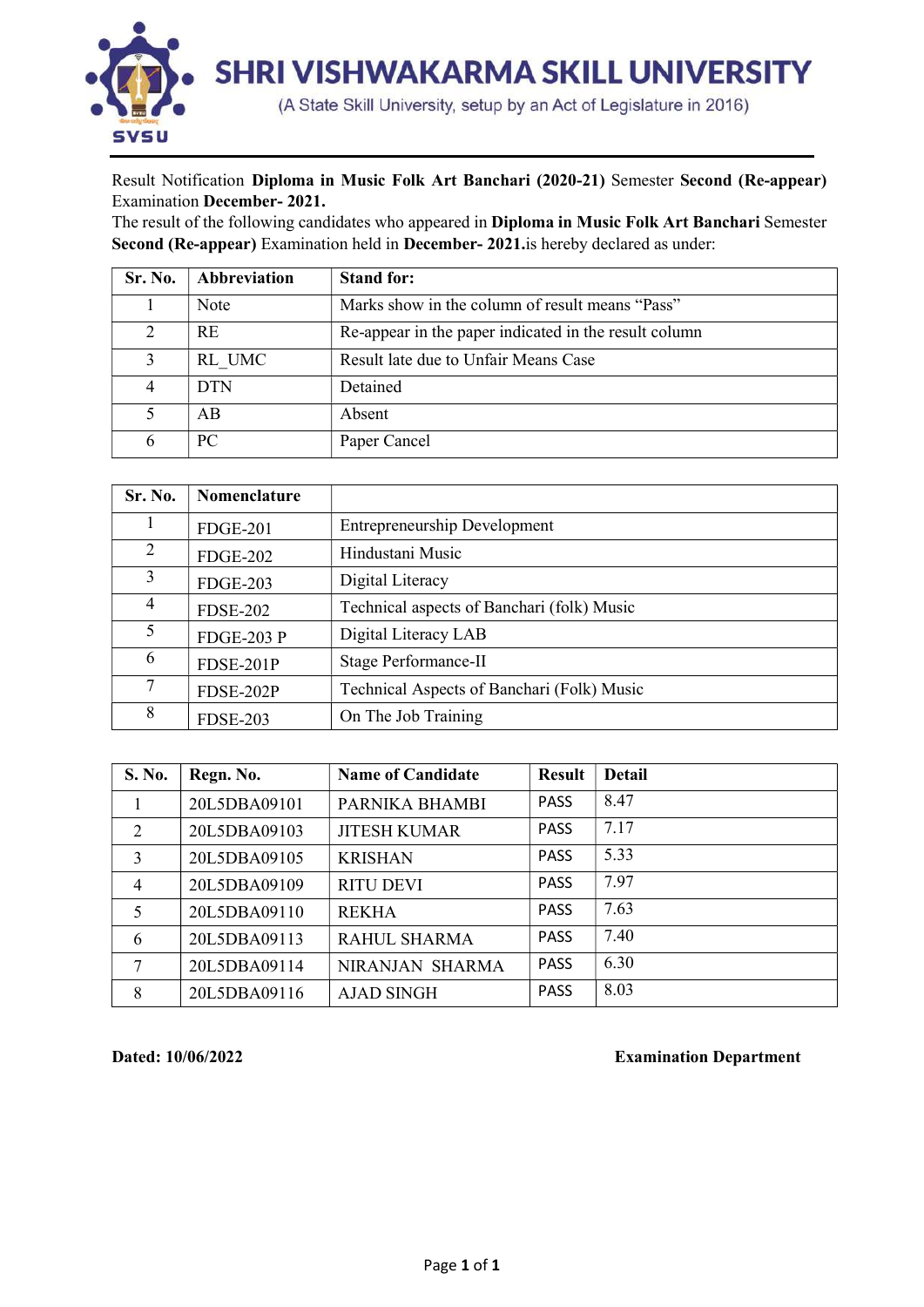# SHRI VISHWAKARMA SKILL UNIVERSITY

(A State Skill University, setup by an Act of Legislature in 2016)

Result Notification **Diploma in Music Folk Art Banchari (2020-21)** Semester **Second (Re-appear)** Examination **December- 2021.**

The result of the following candidates who appeared in **Diploma in Music Folk Art Banchari** Semester **Second (Re-appear)** Examination held in **December- 2021.** is hereby declared as under:

| Sr. No. | Abbreviation | Stand for: |
|---|---|---|
| 1 | Note | Marks show in the column of result means "Pass" |
| 2 | RE | Re-appear in the paper indicated in the result column |
| 3 | RL_UMC | Result late due to Unfair Means Case |
| 4 | DTN | Detained |
| 5 | AB | Absent |
| 6 | PC | Paper Cancel |

| Sr. No. | Nomenclature | |
|---|---|---|
| 1 | FDGE-201 | Entrepreneurship Development |
| 2 | FDGE-202 | Hindustani Music |
| 3 | FDGE-203 | Digital Literacy |
| 4 | FDSE-202 | Technical aspects of Banchari (folk) Music |
| 5 | FDGE-203 P | Digital Literacy LAB |
| 6 | FDSE-201P | Stage Performance-II |
| 7 | FDSE-202P | Technical Aspects of Banchari (Folk) Music |
| 8 | FDSE-203 | On The Job Training |

| S. No. | Regn. No. | Name of Candidate | Result | Detail |
|---|---|---|---|---|
| 1 | 20L5DBA09101 | PARNIKA BHAMBI | PASS | 8.47 |
| 2 | 20L5DBA09103 | JITESH KUMAR | PASS | 7.17 |
| 3 | 20L5DBA09105 | KRISHAN | PASS | 5.33 |
| 4 | 20L5DBA09109 | RITU DEVI | PASS | 7.97 |
| 5 | 20L5DBA09110 | REKHA | PASS | 7.63 |
| 6 | 20L5DBA09113 | RAHUL SHARMA | PASS | 7.40 |
| 7 | 20L5DBA09114 | NIRANJAN SHARMA | PASS | 6.30 |
| 8 | 20L5DBA09116 | AJAD SINGH | PASS | 8.03 |

**Dated: 10/06/2022**

**Examination Department**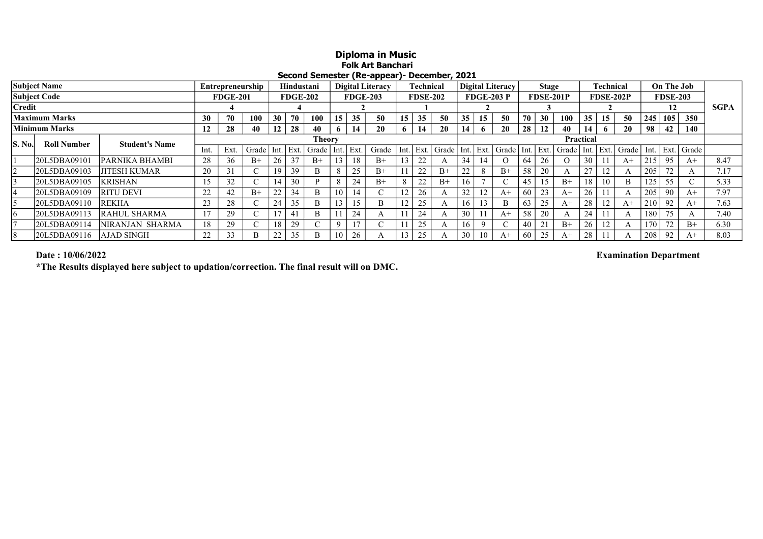# Diploma in Music

## Folk Art Banchari

### Second Semester (Re-appear)- December, 2021

| Subject Name | | | Entrepreneurship | | | Hindustani | | | Digital Literacy | | | Technical | | | Digital Literacy | | | Stage | | | Technical | | | On The Job | | | SGPA |
|---|---|---|---|---|---|---|---|---|---|---|---|---|---|---|---|---|---|---|---|---|---|---|---|---|---|---|---|
| Subject Code | | | FDGE-201 | | | FDGE-202 | | | FDGE-203 | | | FDSE-202 | | | FDGE-203 P | | | FDSE-201P | | | FDSE-202P | | | FDSE-203 | | | |
| Credit | | | 4 | | | 4 | | | 2 | | | 1 | | | 2 | | | 3 | | | 2 | | | 12 | | | |
| Maximum Marks | | | 30 | 70 | 100 | 30 | 70 | 100 | 15 | 35 | 50 | 15 | 35 | 50 | 35 | 15 | 50 | 70 | 30 | 100 | 35 | 15 | 50 | 245 | 105 | 350 | |
| Minimum Marks | | | 12 | 28 | 40 | 12 | 28 | 40 | 6 | 14 | 20 | 6 | 14 | 20 | 14 | 6 | 20 | 28 | 12 | 40 | 14 | 6 | 20 | 98 | 42 | 140 | |
| S. No. | Roll Number | Student's Name | Theory | | | | | | | | | | | | Practical | | | | | | | | | | | | |
| | | | Int. | Ext. | Grade | Int. | Ext. | Grade | Int. | Ext. | Grade | Int. | Ext. | Grade | Int. | Ext. | Grade | Int. | Ext. | Grade | Int. | Ext. | Grade | Int. | Ext. | Grade | |
| 1 | 20L5DBA09101 | PARNIKA BHAMBI | 28 | 36 | B+ | 26 | 37 | B+ | 13 | 18 | B+ | 13 | 22 | A | 34 | 14 | O | 64 | 26 | O | 30 | 11 | A+ | 215 | 95 | A+ | 8.47 |
| 2 | 20L5DBA09103 | JITESH KUMAR | 20 | 31 | C | 19 | 39 | B | 8 | 25 | B+ | 11 | 22 | B+ | 22 | 8 | B+ | 58 | 20 | A | 27 | 12 | A | 205 | 72 | A | 7.17 |
| 3 | 20L5DBA09105 | KRISHAN | 15 | 32 | C | 14 | 30 | P | 8 | 24 | B+ | 8 | 22 | B+ | 16 | 7 | C | 45 | 15 | B+ | 18 | 10 | B | 125 | 55 | C | 5.33 |
| 4 | 20L5DBA09109 | RITU DEVI | 22 | 42 | B+ | 22 | 34 | B | 10 | 14 | C | 12 | 26 | A | 32 | 12 | A+ | 60 | 23 | A+ | 26 | 11 | A | 205 | 90 | A+ | 7.97 |
| 5 | 20L5DBA09110 | REKHA | 23 | 28 | C | 24 | 35 | B | 13 | 15 | B | 12 | 25 | A | 16 | 13 | B | 63 | 25 | A+ | 28 | 12 | A+ | 210 | 92 | A+ | 7.63 |
| 6 | 20L5DBA09113 | RAHUL SHARMA | 17 | 29 | C | 17 | 41 | B | 11 | 24 | A | 11 | 24 | A | 30 | 11 | A+ | 58 | 20 | A | 24 | 11 | A | 180 | 75 | A | 7.40 |
| 7 | 20L5DBA09114 | NIRANJAN SHARMA | 18 | 29 | C | 18 | 29 | C | 9 | 17 | C | 11 | 25 | A | 16 | 9 | C | 40 | 21 | B+ | 26 | 12 | A | 170 | 72 | B+ | 6.30 |
| 8 | 20L5DBA09116 | AJAD SINGH | 22 | 33 | B | 22 | 35 | B | 10 | 26 | A | 13 | 25 | A | 30 | 10 | A+ | 60 | 25 | A+ | 28 | 11 | A | 208 | 92 | A+ | 8.03 |

**Date : 10/06/2022**

**Examination Department**

**\*The Results displayed here subject to updation/correction. The final result will on DMC.**